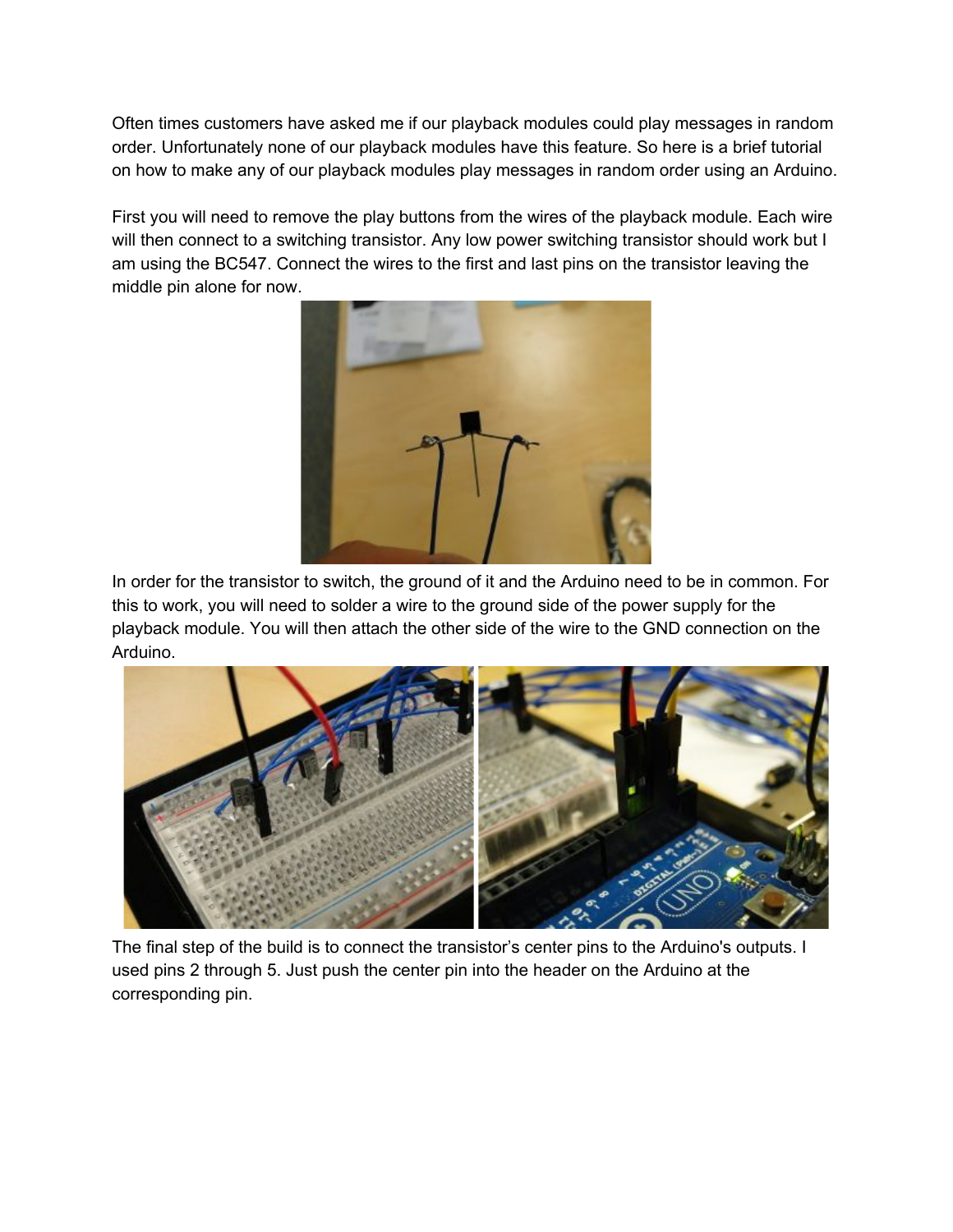Often times customers have asked me if our playback modules could play messages in random order. Unfortunately none of our playback modules have this feature. So here is a brief tutorial on how to make any of our playback modules play messages in random order using an Arduino.

First you will need to remove the play buttons from the wires of the playback module. Each wire will then connect to a switching transistor. Any low power switching transistor should work but I am using the BC547. Connect the wires to the first and last pins on the transistor leaving the middle pin alone for now.

In order for the transistor to switch, the ground of it and the Arduino need to be in common. For this to work, you will need to solder a wire to the ground side of the power supply for the playback module. You will then attach the other side of the wire to the GND connection on the Arduino.

The final step of the build is to connect the transistor's center pins to the Arduino's outputs. I used pins 2 through 5. Just push the center pin into the header on the Arduino at the corresponding pin.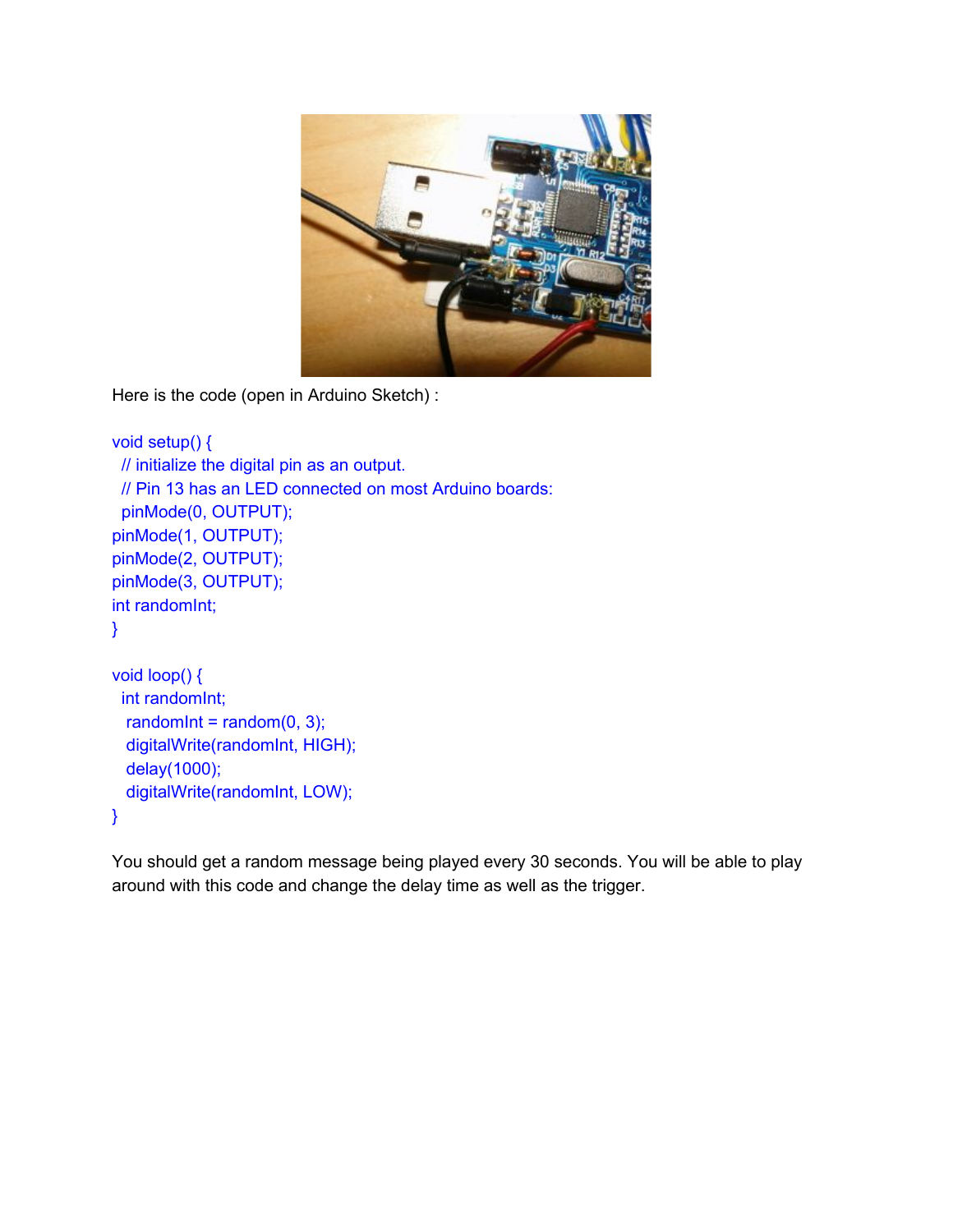Here is the code (open in Arduino Sketch) :

```
void setup() {
  // initialize the digital pin as an output.
  // Pin 13 has an LED connected on most Arduino boards:
  pinMode(0, OUTPUT);
pinMode(1, OUTPUT);
pinMode(2, OUTPUT);
pinMode(3, OUTPUT);
int randomInt;
}

void loop() {
  int randomInt;
   randomInt = random(0, 3);
   digitalWrite(randomInt, HIGH);
   delay(1000);
   digitalWrite(randomInt, LOW);
}
```

You should get a random message being played every 30 seconds. You will be able to play around with this code and change the delay time as well as the trigger.